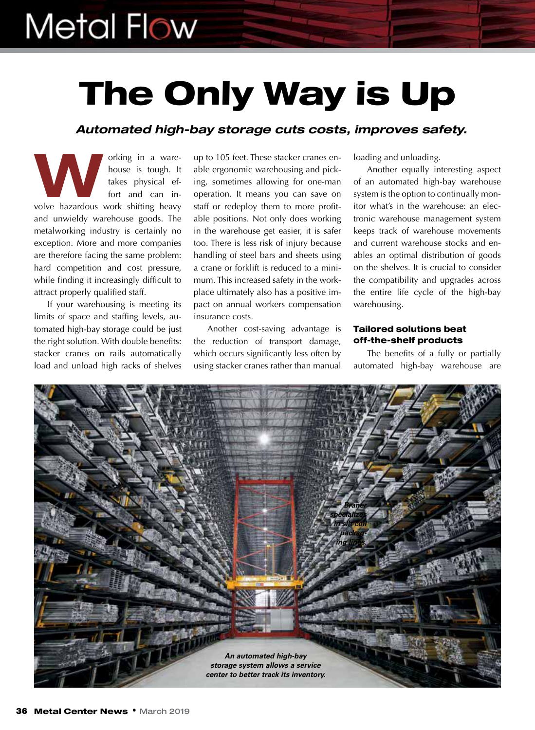# The Only Way is Up

***Automated high-bay storage cuts costs, improves safety.***

Working in a warehouse is tough. It takes physical effort and can involve hazardous work shifting heavy and unwieldy warehouse goods. The metalworking industry is certainly no exception. More and more companies are therefore facing the same problem: hard competition and cost pressure, while finding it increasingly difficult to attract properly qualified staff.

If your warehousing is meeting its limits of space and staffing levels, automated high-bay storage could be just the right solution. With double benefits: stacker cranes on rails automatically load and unload high racks of shelves up to 105 feet. These stacker cranes enable ergonomic warehousing and picking, sometimes allowing for one-man operation. It means you can save on staff or redeploy them to more profitable positions. Not only does working in the warehouse get easier, it is safer too. There is less risk of injury because handling of steel bars and sheets using a crane or forklift is reduced to a minimum. This increased safety in the workplace ultimately also has a positive impact on annual workers compensation insurance costs.

Another cost-saving advantage is the reduction of transport damage, which occurs significantly less often by using stacker cranes rather than manual loading and unloading.

Another equally interesting aspect of an automated high-bay warehouse system is the option to continually monitor what's in the warehouse: an electronic warehouse management system keeps track of warehouse movements and current warehouse stocks and enables an optimal distribution of goods on the shelves. It is crucial to consider the compatibility and upgrades across the entire life cycle of the high-bay warehousing.

### Tailored solutions beat off-the-shelf products

The benefits of a fully or partially automated high-bay warehouse are

*Braner specializes in slit coil packaging lines.*

*An automated high-bay storage system allows a service center to better track its inventory.*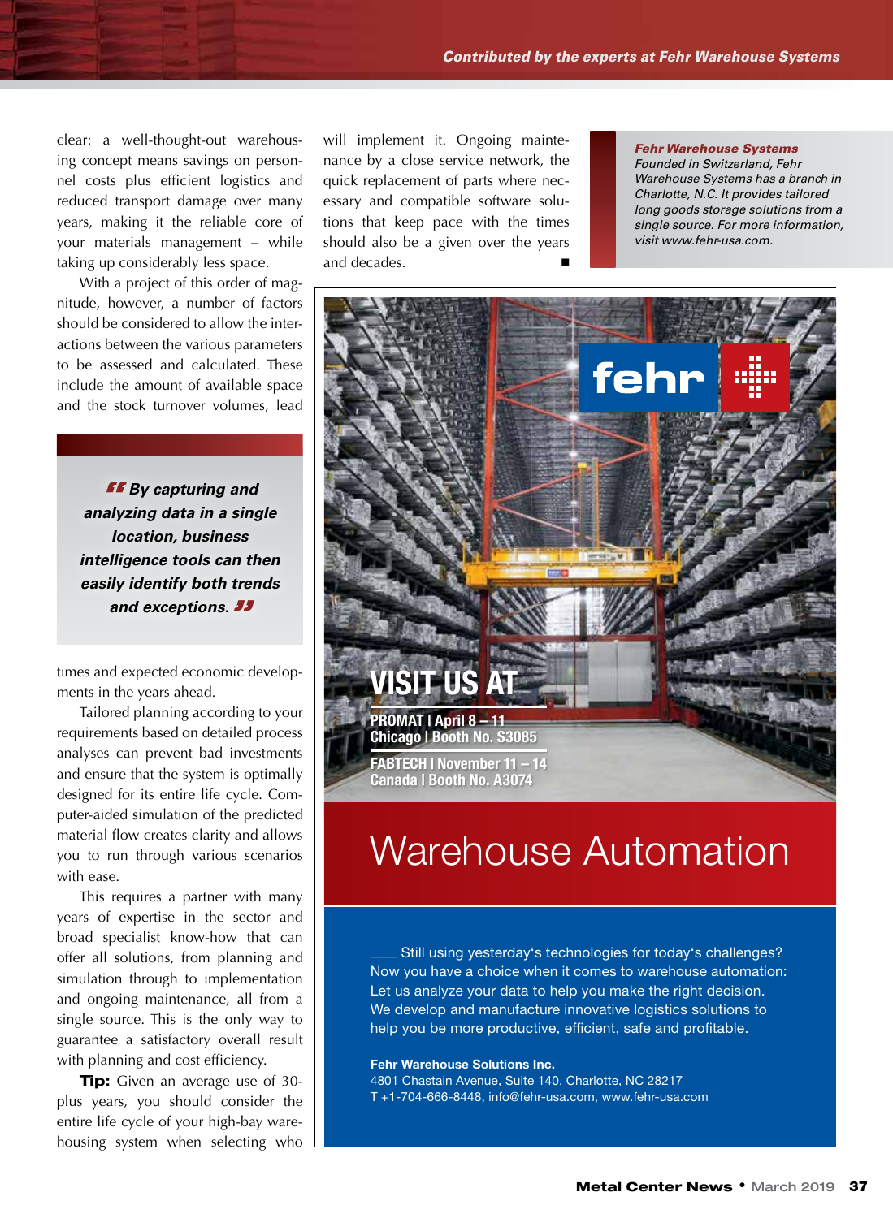clear: a well-thought-out warehousing concept means savings on personnel costs plus efficient logistics and reduced transport damage over many years, making it the reliable core of your materials management – while taking up considerably less space.

With a project of this order of magnitude, however, a number of factors should be considered to allow the interactions between the various parameters to be assessed and calculated. These include the amount of available space and the stock turnover volumes, lead times and expected economic developments in the years ahead.

> ***"By capturing and analyzing data in a single location, business intelligence tools can then easily identify both trends and exceptions."***

Tailored planning according to your requirements based on detailed process analyses can prevent bad investments and ensure that the system is optimally designed for its entire life cycle. Computer-aided simulation of the predicted material flow creates clarity and allows you to run through various scenarios with ease.

This requires a partner with many years of expertise in the sector and broad specialist know-how that can offer all solutions, from planning and simulation through to implementation and ongoing maintenance, all from a single source. This is the only way to guarantee a satisfactory overall result with planning and cost efficiency.

**Tip:** Given an average use of 30-plus years, you should consider the entire life cycle of your high-bay warehousing system when selecting who will implement it. Ongoing maintenance by a close service network, the quick replacement of parts where necessary and compatible software solutions that keep pace with the times should also be a given over the years and decades. ■

***Fehr Warehouse Systems***
*Founded in Switzerland, Fehr Warehouse Systems has a branch in Charlotte, N.C. It provides tailored long goods storage solutions from a single source. For more information, visit www.fehr-usa.com.*

fehr

VISIT US AT

PROMAT | April 8 – 11
Chicago | Booth No. S3085

FABTECH | November 11 – 14
Canada | Booth No. A3074

Warehouse Automation

Still using yesterday's technologies for today's challenges? Now you have a choice when it comes to warehouse automation: Let us analyze your data to help you make the right decision. We develop and manufacture innovative logistics solutions to help you be more productive, efficient, safe and profitable.

**Fehr Warehouse Solutions Inc.**
4801 Chastain Avenue, Suite 140, Charlotte, NC 28217
T +1-704-666-8448, info@fehr-usa.com, www.fehr-usa.com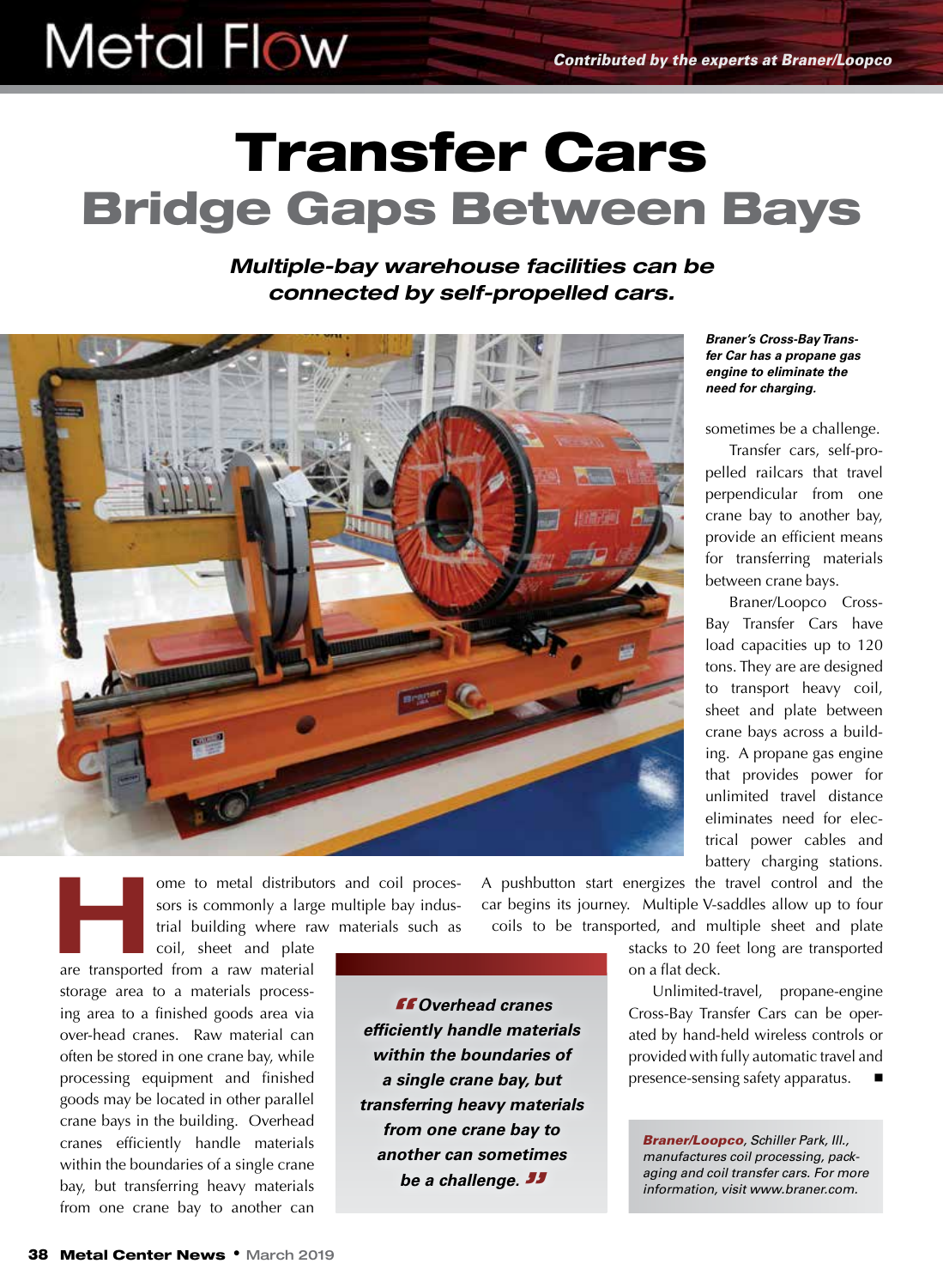# Transfer Cars

## Bridge Gaps Between Bays

***Multiple-bay warehouse facilities can be connected by self-propelled cars.***

***Braner's Cross-Bay Transfer Car has a propane gas engine to eliminate the need for charging.***

Home to metal distributors and coil processors is commonly a large multiple bay industrial building where raw materials such as coil, sheet and plate are transported from a raw material storage area to a materials processing area to a finished goods area via over-head cranes. Raw material can often be stored in one crane bay, while processing equipment and finished goods may be located in other parallel crane bays in the building. Overhead cranes efficiently handle materials within the boundaries of a single crane bay, but transferring heavy materials from one crane bay to another can sometimes be a challenge.

> ***"Overhead cranes efficiently handle materials within the boundaries of a single crane bay, but transferring heavy materials from one crane bay to another can sometimes be a challenge."***

Transfer cars, self-propelled railcars that travel perpendicular from one crane bay to another bay, provide an efficient means for transferring materials between crane bays.

Braner/Loopco Cross-Bay Transfer Cars have load capacities up to 120 tons. They are are designed to transport heavy coil, sheet and plate between crane bays across a building. A propane gas engine that provides power for unlimited travel distance eliminates need for electrical power cables and battery charging stations. A pushbutton start energizes the travel control and the car begins its journey. Multiple V-saddles allow up to four coils to be transported, and multiple sheet and plate stacks to 20 feet long are transported on a flat deck.

Unlimited-travel, propane-engine Cross-Bay Transfer Cars can be operated by hand-held wireless controls or provided with fully automatic travel and presence-sensing safety apparatus. ■

*__Braner/Loopco__, Schiller Park, Ill., manufactures coil processing, packaging and coil transfer cars. For more information, visit www.braner.com.*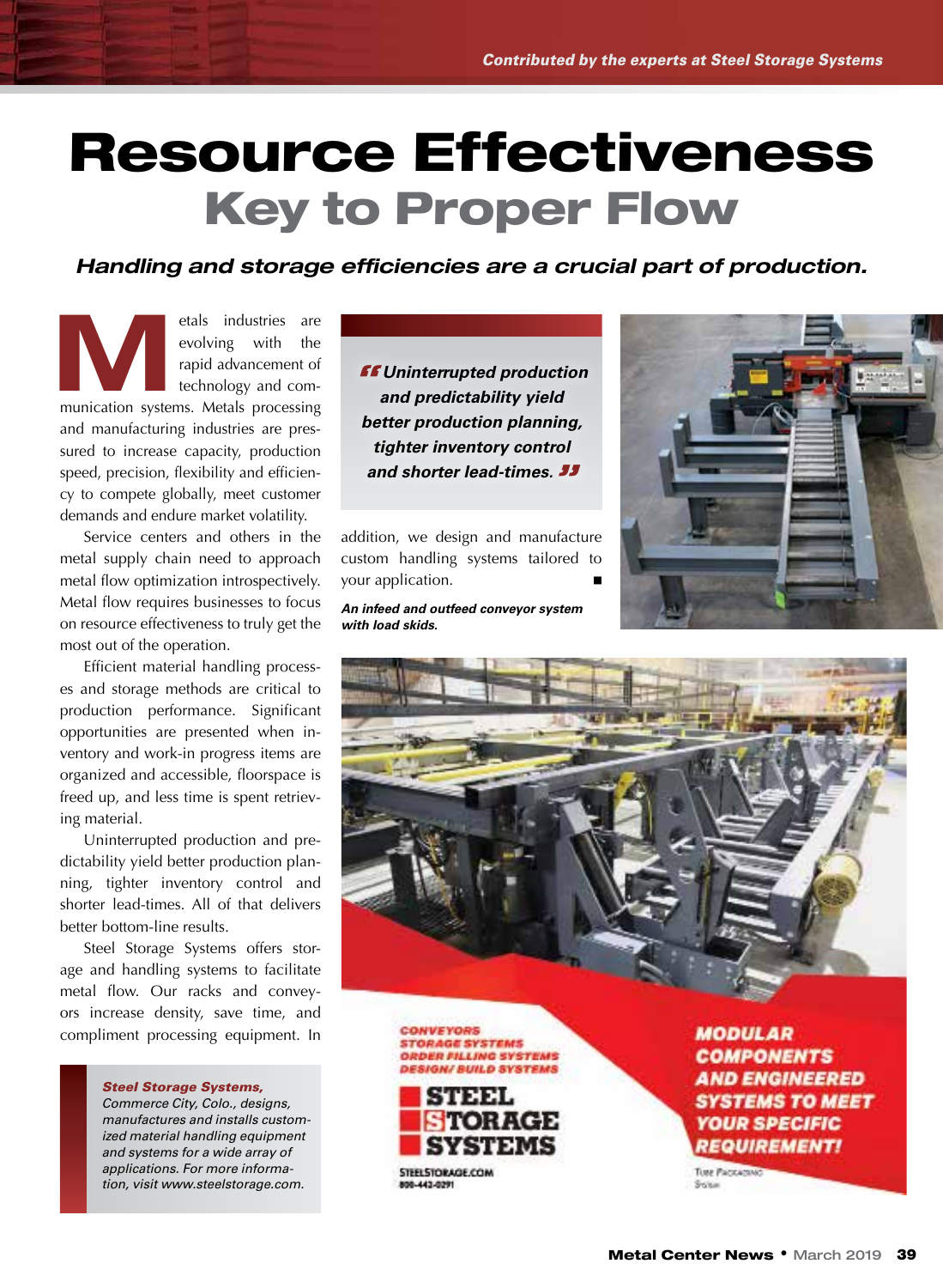Contributed by the experts at Steel Storage Systems

# Resource Effectiveness

## Key to Proper Flow

***Handling and storage efficiencies are a crucial part of production.***

Metals industries are evolving with the rapid advancement of technology and communication systems. Metals processing and manufacturing industries are pressured to increase capacity, production speed, precision, flexibility and efficiency to compete globally, meet customer demands and endure market volatility.

Service centers and others in the metal supply chain need to approach metal flow optimization introspectively. Metal flow requires businesses to focus on resource effectiveness to truly get the most out of the operation.

Efficient material handling processes and storage methods are critical to production performance. Significant opportunities are presented when inventory and work-in progress items are organized and accessible, floorspace is freed up, and less time is spent retrieving material.

Uninterrupted production and predictability yield better production planning, tighter inventory control and shorter lead-times. All of that delivers better bottom-line results.

Steel Storage Systems offers storage and handling systems to facilitate metal flow. Our racks and conveyors increase density, save time, and compliment processing equipment. In addition, we design and manufacture custom handling systems tailored to your application. ■

> ***"Uninterrupted production and predictability yield better production planning, tighter inventory control and shorter lead-times."***

***Steel Storage Systems,*** *Commerce City, Colo., designs, manufactures and installs customized material handling equipment and systems for a wide array of applications. For more information, visit www.steelstorage.com.*

***An infeed and outfeed conveyor system with load skids.***

CONVEYORS
STORAGE SYSTEMS
ORDER FILLING SYSTEMS
DESIGN/BUILD SYSTEMS

STEEL STORAGE SYSTEMS

STEELSTORAGE.COM
800-442-0291

MODULAR COMPONENTS AND ENGINEERED SYSTEMS TO MEET YOUR SPECIFIC REQUIREMENT!

Tube Packaging System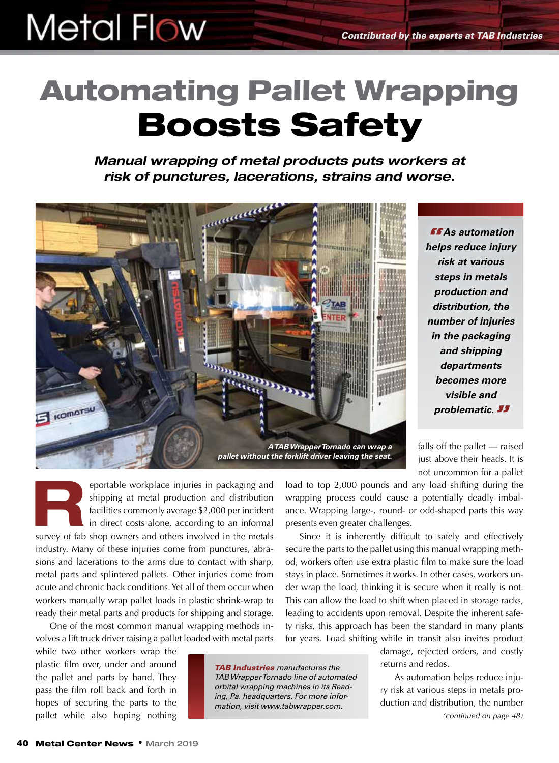# Automating Pallet Wrapping Boosts Safety

***Manual wrapping of metal products puts workers at risk of punctures, lacerations, strains and worse.***

*A TAB Wrapper Tornado can wrap a pallet without the forklift driver leaving the seat.*

> ***"As automation helps reduce injury risk at various steps in metals production and distribution, the number of injuries in the packaging and shipping departments becomes more visible and problematic."***

Reportable workplace injuries in packaging and shipping at metal production and distribution facilities commonly average $2,000 per incident in direct costs alone, according to an informal survey of fab shop owners and others involved in the metals industry. Many of these injuries come from punctures, abrasions and lacerations to the arms due to contact with sharp, metal parts and splintered pallets. Other injuries come from acute and chronic back conditions. Yet all of them occur when workers manually wrap pallet loads in plastic shrink-wrap to ready their metal parts and products for shipping and storage.

One of the most common manual wrapping methods involves a lift truck driver raising a pallet loaded with metal parts while two other workers wrap the plastic film over, under and around the pallet and parts by hand. They pass the film roll back and forth in hopes of securing the parts to the pallet while also hoping nothing falls off the pallet — raised just above their heads. It is not uncommon for a pallet load to top 2,000 pounds and any load shifting during the wrapping process could cause a potentially deadly imbalance. Wrapping large-, round- or odd-shaped parts this way presents even greater challenges.

Since it is inherently difficult to safely and effectively secure the parts to the pallet using this manual wrapping method, workers often use extra plastic film to make sure the load stays in place. Sometimes it works. In other cases, workers under wrap the load, thinking it is secure when it really is not. This can allow the load to shift when placed in storage racks, leading to accidents upon removal. Despite the inherent safety risks, this approach has been the standard in many plants for years. Load shifting while in transit also invites product damage, rejected orders, and costly returns and redos.

As automation helps reduce injury risk at various steps in metals production and distribution, the number

*(continued on page 48)*

***TAB Industries** manufactures the TAB Wrapper Tornado line of automated orbital wrapping machines in its Reading, Pa. headquarters. For more information, visit www.tabwrapper.com.*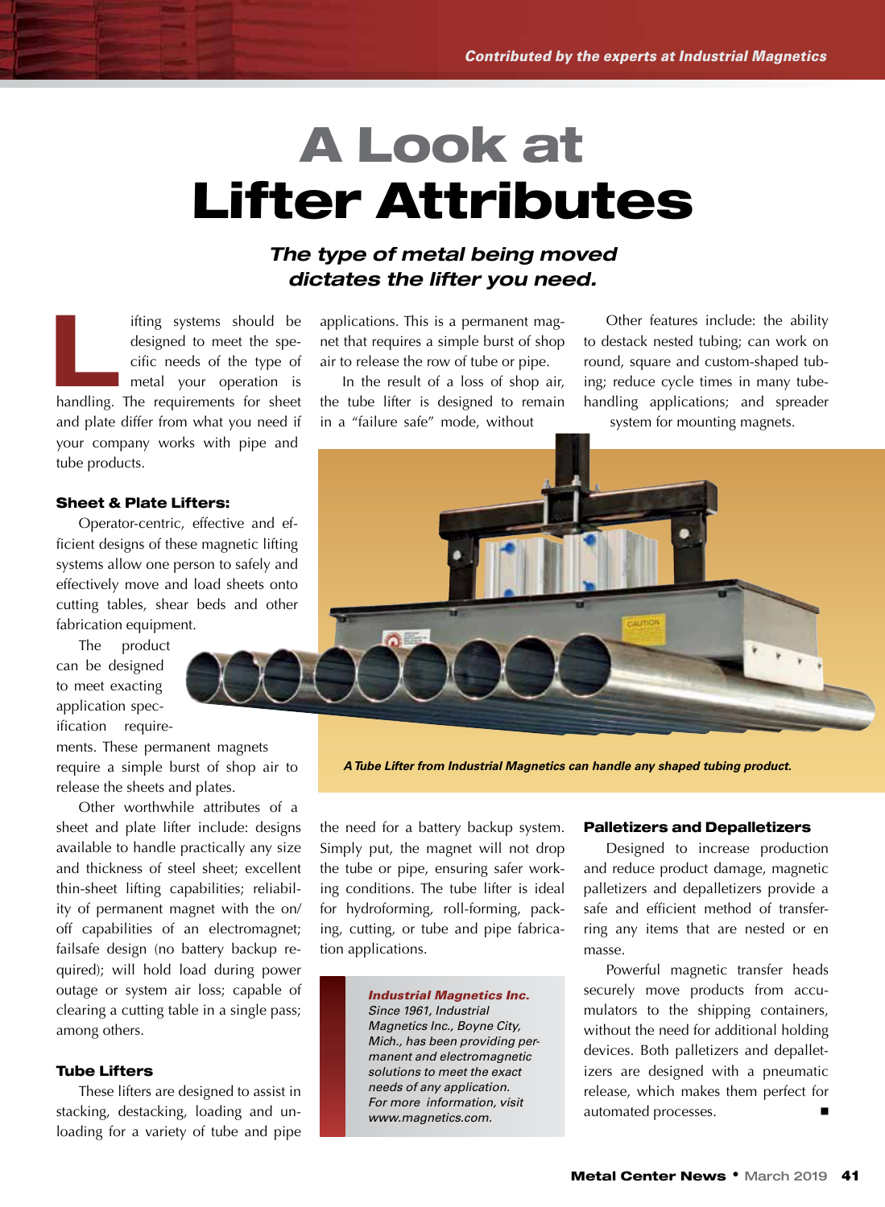# A Look at Lifter Attributes

*The type of metal being moved dictates the lifter you need.*

Lifting systems should be designed to meet the specific needs of the type of metal your operation is handling. The requirements for sheet and plate differ from what you need if your company works with pipe and tube products.

### Sheet & Plate Lifters:

Operator-centric, effective and efficient designs of these magnetic lifting systems allow one person to safely and effectively move and load sheets onto cutting tables, shear beds and other fabrication equipment.

The product can be designed to meet exacting application specification requirements. These permanent magnets require a simple burst of shop air to release the sheets and plates.

Other worthwhile attributes of a sheet and plate lifter include: designs available to handle practically any size and thickness of steel sheet; excellent thin-sheet lifting capabilities; reliability of permanent magnet with the on/off capabilities of an electromagnet; failsafe design (no battery backup required); will hold load during power outage or system air loss; capable of clearing a cutting table in a single pass; among others.

### Tube Lifters

These lifters are designed to assist in stacking, destacking, loading and unloading for a variety of tube and pipe applications. This is a permanent magnet that requires a simple burst of shop air to release the row of tube or pipe.

In the result of a loss of shop air, the tube lifter is designed to remain in a "failure safe" mode, without the need for a battery backup system. Simply put, the magnet will not drop the tube or pipe, ensuring safer working conditions. The tube lifter is ideal for hydroforming, roll-forming, packing, cutting, or tube and pipe fabrication applications.

Other features include: the ability to destack nested tubing; can work on round, square and custom-shaped tubing; reduce cycle times in many tube-handling applications; and spreader system for mounting magnets.

*A Tube Lifter from Industrial Magnetics can handle any shaped tubing product.*

### Palletizers and Depalletizers

Designed to increase production and reduce product damage, magnetic palletizers and depalletizers provide a safe and efficient method of transferring any items that are nested or en masse.

Powerful magnetic transfer heads securely move products from accumulators to the shipping containers, without the need for additional holding devices. Both palletizers and depalletizers are designed with a pneumatic release, which makes them perfect for automated processes. ■

***Industrial Magnetics Inc.***
*Since 1961, Industrial Magnetics Inc., Boyne City, Mich., has been providing permanent and electromagnetic solutions to meet the exact needs of any application. For more information, visit www.magnetics.com.*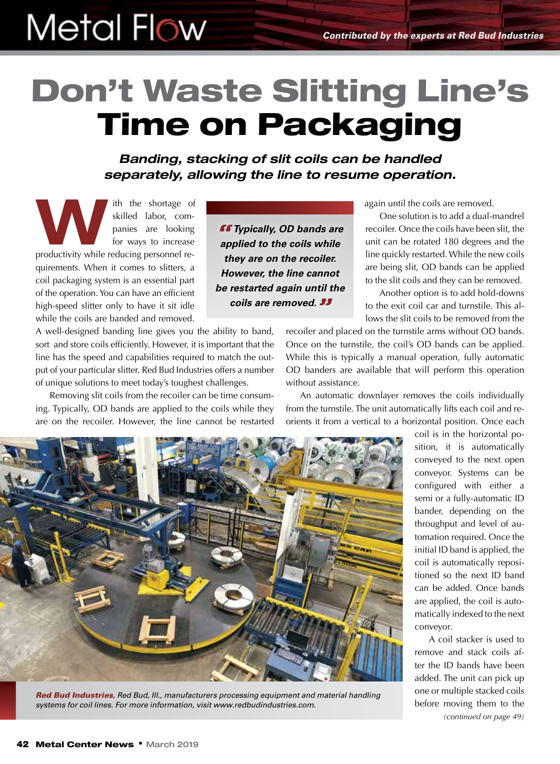# Don't Waste Slitting Line's Time on Packaging

***Banding, stacking of slit coils can be handled separately, allowing the line to resume operation.***

With the shortage of skilled labor, companies are looking for ways to increase productivity while reducing personnel requirements. When it comes to slitters, a coil packaging system is an essential part of the operation. You can have an efficient high-speed slitter only to have it sit idle while the coils are banded and removed. A well-designed banding line gives you the ability to band, sort and store coils efficiently. However, it is important that the line has the speed and capabilities required to match the output of your particular slitter. Red Bud Industries offers a number of unique solutions to meet today's toughest challenges.

> ***"Typically, OD bands are applied to the coils while they are on the recoiler. However, the line cannot be restarted again until the coils are removed."***

Removing slit coils from the recoiler can be time consuming. Typically, OD bands are applied to the coils while they are on the recoiler. However, the line cannot be restarted again until the coils are removed.

One solution is to add a dual-mandrel recoiler. Once the coils have been slit, the unit can be rotated 180 degrees and the line quickly restarted. While the new coils are being slit, OD bands can be applied to the slit coils and they can be removed.

Another option is to add hold-downs to the exit coil car and turnstile. This allows the slit coils to be removed from the recoiler and placed on the turnstile arms without OD bands. Once on the turnstile, the coil's OD bands can be applied. While this is typically a manual operation, fully automatic OD banders are available that will perform this operation without assistance.

An automatic downlayer removes the coils individually from the turnstile. The unit automatically lifts each coil and reorients it from a vertical to a horizontal position. Once each coil is in the horizontal position, it is automatically conveyed to the next open conveyor. Systems can be configured with either a semi or a fully-automatic ID bander, depending on the throughput and level of automation required. Once the initial ID band is applied, the coil is automatically repositioned so the next ID band can be added. Once bands are applied, the coil is automatically indexed to the next conveyor.

A coil stacker is used to remove and stack coils after the ID bands have been added. The unit can pick up one or multiple stacked coils before moving them to the

*(continued on page 49)*

***Red Bud Industries**, Red Bud, Ill., manufacturers processing equipment and material handling systems for coil lines. For more information, visit www.redbudindustries.com.*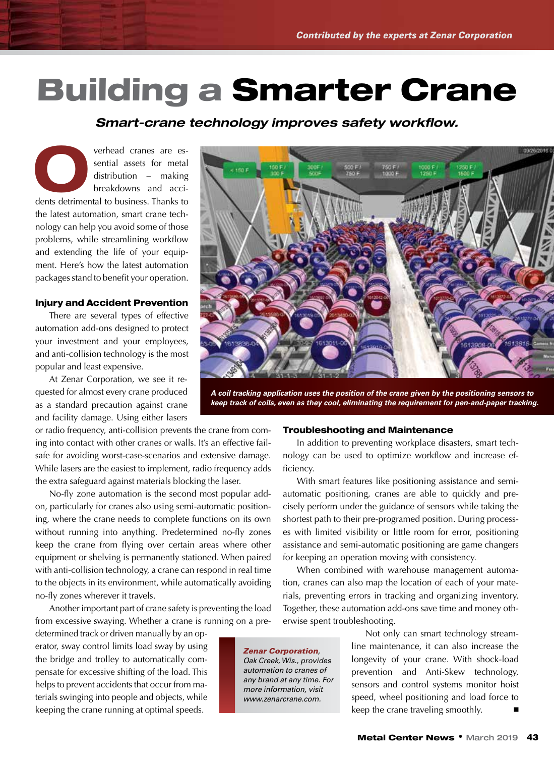*Contributed by the experts at Zenar Corporation*

# Building a Smarter Crane

***Smart-crane technology improves safety workflow.***

Overhead cranes are essential assets for metal distribution – making breakdowns and accidents detrimental to business. Thanks to the latest automation, smart crane technology can help you avoid some of those problems, while streamlining workflow and extending the life of your equipment. Here's how the latest automation packages stand to benefit your operation.

A coil tracking application uses the position of the crane given by the positioning sensors to keep track of coils, even as they cool, eliminating the requirement for pen-and-paper tracking.

### Injury and Accident Prevention

There are several types of effective automation add-ons designed to protect your investment and your employees, and anti-collision technology is the most popular and least expensive.

At Zenar Corporation, we see it requested for almost every crane produced as a standard precaution against crane and facility damage. Using either lasers or radio frequency, anti-collision prevents the crane from coming into contact with other cranes or walls. It's an effective failsafe for avoiding worst-case-scenarios and extensive damage. While lasers are the easiest to implement, radio frequency adds the extra safeguard against materials blocking the laser.

No-fly zone automation is the second most popular add-on, particularly for cranes also using semi-automatic positioning, where the crane needs to complete functions on its own without running into anything. Predetermined no-fly zones keep the crane from flying over certain areas where other equipment or shelving is permanently stationed. When paired with anti-collision technology, a crane can respond in real time to the objects in its environment, while automatically avoiding no-fly zones wherever it travels.

Another important part of crane safety is preventing the load from excessive swaying. Whether a crane is running on a predetermined track or driven manually by an operator, sway control limits load sway by using the bridge and trolley to automatically compensate for excessive shifting of the load. This helps to prevent accidents that occur from materials swinging into people and objects, while keeping the crane running at optimal speeds.

### Troubleshooting and Maintenance

In addition to preventing workplace disasters, smart technology can be used to optimize workflow and increase efficiency.

With smart features like positioning assistance and semi-automatic positioning, cranes are able to quickly and precisely perform under the guidance of sensors while taking the shortest path to their pre-programed position. During processes with limited visibility or little room for error, positioning assistance and semi-automatic positioning are game changers for keeping an operation moving with consistency.

When combined with warehouse management automation, cranes can also map the location of each of your materials, preventing errors in tracking and organizing inventory. Together, these automation add-ons save time and money otherwise spent troubleshooting.

Not only can smart technology streamline maintenance, it can also increase the longevity of your crane. With shock-load prevention and Anti-Skew technology, sensors and control systems monitor hoist speed, wheel positioning and load force to keep the crane traveling smoothly. ■

***Zenar Corporation**, Oak Creek, Wis., provides automation to cranes of any brand at any time. For more information, visit www.zenarcrane.com.*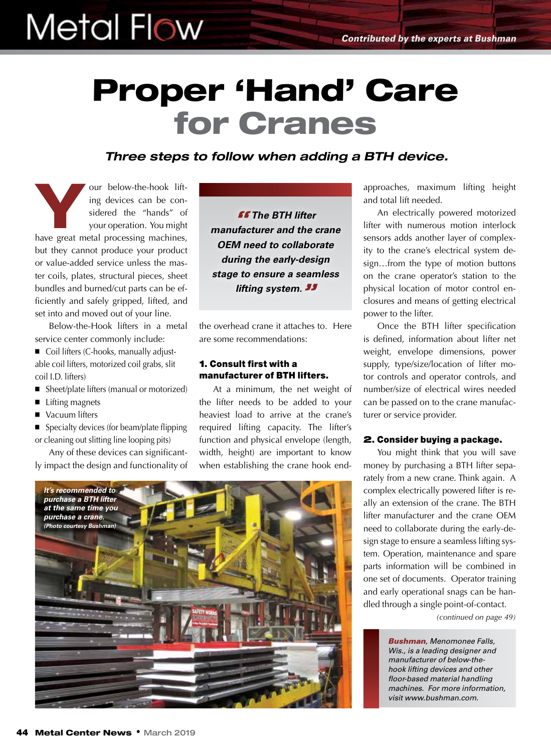# Proper 'Hand' Care for Cranes

***Three steps to follow when adding a BTH device.***

Your below-the-hook lifting devices can be considered the "hands" of your operation. You might have great metal processing machines, but they cannot produce your product or value-added service unless the master coils, plates, structural pieces, sheet bundles and burned/cut parts can be efficiently and safely gripped, lifted, and set into and moved out of your line.

Below-the-Hook lifters in a metal service center commonly include:

- Coil lifters (C-hooks, manually adjustable coil lifters, motorized coil grabs, slit coil I.D. lifters)
- Sheet/plate lifters (manual or motorized)
- Lifting magnets
- Vacuum lifters
- Specialty devices (for beam/plate flipping or cleaning out slitting line looping pits)

Any of these devices can significantly impact the design and functionality of the overhead crane it attaches to. Here are some recommendations:

> ***"The BTH lifter manufacturer and the crane OEM need to collaborate during the early-design stage to ensure a seamless lifting system."***

### 1. Consult first with a manufacturer of BTH lifters.

At a minimum, the net weight of the lifter needs to be added to your heaviest load to arrive at the crane's required lifting capacity. The lifter's function and physical envelope (length, width, height) are important to know when establishing the crane hook end-approaches, maximum lifting height and total lift needed.

An electrically powered motorized lifter with numerous motion interlock sensors adds another layer of complexity to the crane's electrical system design…from the type of motion buttons on the crane operator's station to the physical location of motor control enclosures and means of getting electrical power to the lifter.

Once the BTH lifter specification is defined, information about lifter net weight, envelope dimensions, power supply, type/size/location of lifter motor controls and operator controls, and number/size of electrical wires needed can be passed on to the crane manufacturer or service provider.

*It's recommended to purchase a BTH lifter at the same time you purchase a crane. (Photo courtesy Bushman)*

### 2. Consider buying a package.

You might think that you will save money by purchasing a BTH lifter separately from a new crane. Think again. A complex electrically powered lifter is really an extension of the crane. The BTH lifter manufacturer and the crane OEM need to collaborate during the early-design stage to ensure a seamless lifting system. Operation, maintenance and spare parts information will be combined in one set of documents. Operator training and early operational snags can be handled through a single point-of-contact.

*(continued on page 49)*

***Bushman**, Menomonee Falls, Wis., is a leading designer and manufacturer of below-the-hook lifting devices and other floor-based material handling machines. For more information, visit www.bushman.com.*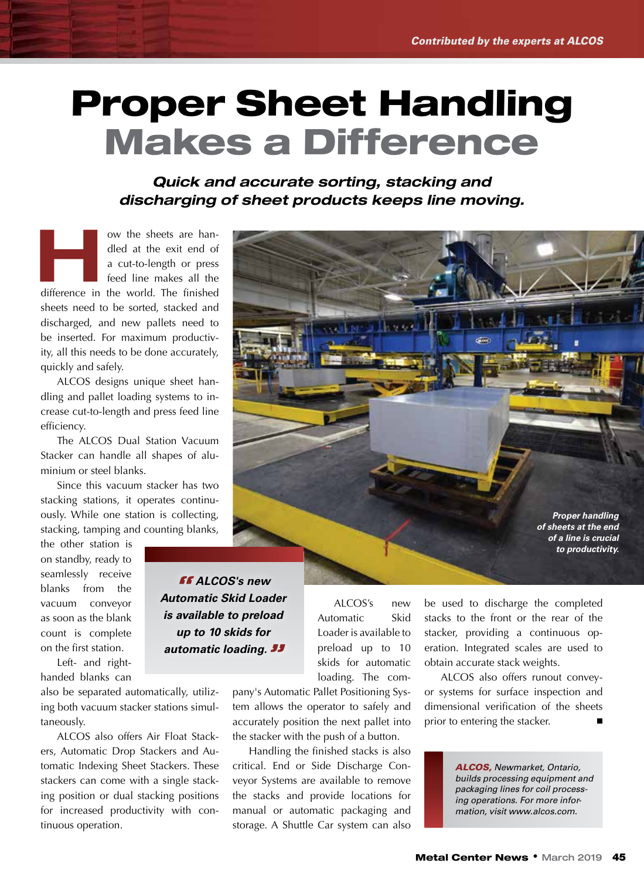# Proper Sheet Handling Makes a Difference

***Quick and accurate sorting, stacking and discharging of sheet products keeps line moving.***

How the sheets are handled at the exit end of a cut-to-length or press feed line makes all the difference in the world. The finished sheets need to be sorted, stacked and discharged, and new pallets need to be inserted. For maximum productivity, all this needs to be done accurately, quickly and safely.

ALCOS designs unique sheet handling and pallet loading systems to increase cut-to-length and press feed line efficiency.

The ALCOS Dual Station Vacuum Stacker can handle all shapes of aluminium or steel blanks.

Since this vacuum stacker has two stacking stations, it operates continuously. While one station is collecting, stacking, tamping and counting blanks, the other station is on standby, ready to seamlessly receive blanks from the vacuum conveyor as soon as the blank count is complete on the first station.

Left- and right-handed blanks can also be separated automatically, utilizing both vacuum stacker stations simultaneously.

ALCOS also offers Air Float Stackers, Automatic Drop Stackers and Automatic Indexing Sheet Stackers. These stackers can come with a single stacking position or dual stacking positions for increased productivity with continuous operation.

*Proper handling of sheets at the end of a line is crucial to productivity.*

> ***"ALCOS's new Automatic Skid Loader is available to preload up to 10 skids for automatic loading."***

ALCOS's new Automatic Skid Loader is available to preload up to 10 skids for automatic loading. The company's Automatic Pallet Positioning System allows the operator to safely and accurately position the next pallet into the stacker with the push of a button.

Handling the finished stacks is also critical. End or Side Discharge Conveyor Systems are available to remove the stacks and provide locations for manual or automatic packaging and storage. A Shuttle Car system can also be used to discharge the completed stacks to the front or the rear of the stacker, providing a continuous operation. Integrated scales are used to obtain accurate stack weights.

ALCOS also offers runout conveyor systems for surface inspection and dimensional verification of the sheets prior to entering the stacker. ■

***ALCOS**, Newmarket, Ontario, builds processing equipment and packaging lines for coil processing operations. For more information, visit www.alcos.com.*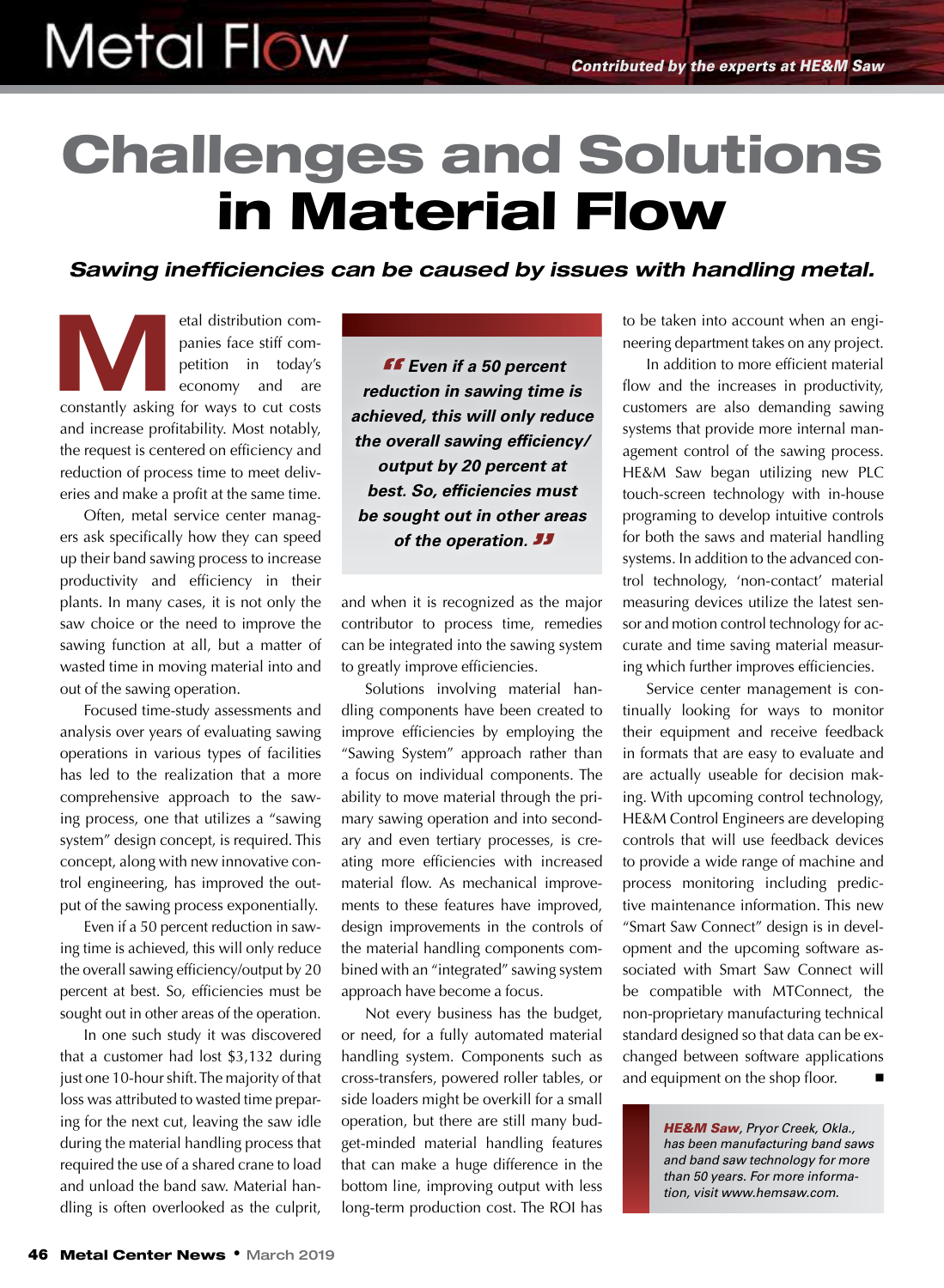# Challenges and Solutions in Material Flow

***Sawing inefficiencies can be caused by issues with handling metal.***

Metal distribution companies face stiff competition in today's economy and are constantly asking for ways to cut costs and increase profitability. Most notably, the request is centered on efficiency and reduction of process time to meet deliveries and make a profit at the same time.

Often, metal service center managers ask specifically how they can speed up their band sawing process to increase productivity and efficiency in their plants. In many cases, it is not only the saw choice or the need to improve the sawing function at all, but a matter of wasted time in moving material into and out of the sawing operation.

Focused time-study assessments and analysis over years of evaluating sawing operations in various types of facilities has led to the realization that a more comprehensive approach to the sawing process, one that utilizes a "sawing system" design concept, is required. This concept, along with new innovative control engineering, has improved the output of the sawing process exponentially.

Even if a 50 percent reduction in sawing time is achieved, this will only reduce the overall sawing efficiency/output by 20 percent at best. So, efficiencies must be sought out in other areas of the operation.

In one such study it was discovered that a customer had lost $3,132 during just one 10-hour shift. The majority of that loss was attributed to wasted time preparing for the next cut, leaving the saw idle during the material handling process that required the use of a shared crane to load and unload the band saw. Material handling is often overlooked as the culprit, and when it is recognized as the major contributor to process time, remedies can be integrated into the sawing system to greatly improve efficiencies.

> ***"Even if a 50 percent reduction in sawing time is achieved, this will only reduce the overall sawing efficiency/output by 20 percent at best. So, efficiencies must be sought out in other areas of the operation."***

Solutions involving material handling components have been created to improve efficiencies by employing the "Sawing System" approach rather than a focus on individual components. The ability to move material through the primary sawing operation and into secondary and even tertiary processes, is creating more efficiencies with increased material flow. As mechanical improvements to these features have improved, design improvements in the controls of the material handling components combined with an "integrated" sawing system approach have become a focus.

Not every business has the budget, or need, for a fully automated material handling system. Components such as cross-transfers, powered roller tables, or side loaders might be overkill for a small operation, but there are still many budget-minded material handling features that can make a huge difference in the bottom line, improving output with less long-term production cost. The ROI has to be taken into account when an engineering department takes on any project.

In addition to more efficient material flow and the increases in productivity, customers are also demanding sawing systems that provide more internal management control of the sawing process. HE&M Saw began utilizing new PLC touch-screen technology with in-house programing to develop intuitive controls for both the saws and material handling systems. In addition to the advanced control technology, 'non-contact' material measuring devices utilize the latest sensor and motion control technology for accurate and time saving material measuring which further improves efficiencies.

Service center management is continually looking for ways to monitor their equipment and receive feedback in formats that are easy to evaluate and are actually useable for decision making. With upcoming control technology, HE&M Control Engineers are developing controls that will use feedback devices to provide a wide range of machine and process monitoring including predictive maintenance information. This new "Smart Saw Connect" design is in development and the upcoming software associated with Smart Saw Connect will be compatible with MTConnect, the non-proprietary manufacturing technical standard designed so that data can be exchanged between software applications and equipment on the shop floor. ■

***HE&M Saw**, Pryor Creek, Okla., has been manufacturing band saws and band saw technology for more than 50 years. For more information, visit www.hemsaw.com.*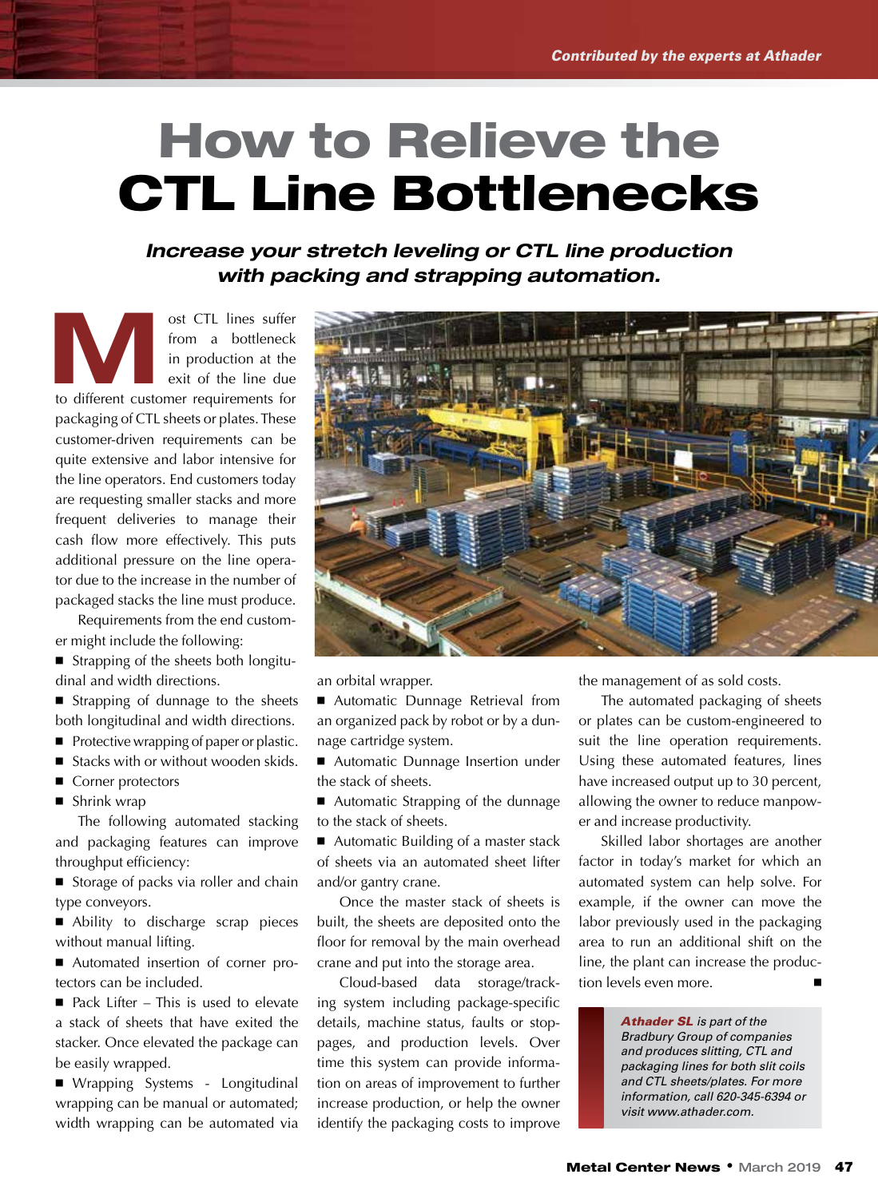Contributed by the experts at Athader

# How to Relieve the CTL Line Bottlenecks

***Increase your stretch leveling or CTL line production with packing and strapping automation.***

Most CTL lines suffer from a bottleneck in production at the exit of the line due to different customer requirements for packaging of CTL sheets or plates. These customer-driven requirements can be quite extensive and labor intensive for the line operators. End customers today are requesting smaller stacks and more frequent deliveries to manage their cash flow more effectively. This puts additional pressure on the line operator due to the increase in the number of packaged stacks the line must produce.

Requirements from the end customer might include the following:

- Strapping of the sheets both longitudinal and width directions.
- Strapping of dunnage to the sheets both longitudinal and width directions.
- Protective wrapping of paper or plastic.
- Stacks with or without wooden skids.
- Corner protectors
- Shrink wrap

The following automated stacking and packaging features can improve throughput efficiency:

- Storage of packs via roller and chain type conveyors.
- Ability to discharge scrap pieces without manual lifting.
- Automated insertion of corner protectors can be included.
- Pack Lifter – This is used to elevate a stack of sheets that have exited the stacker. Once elevated the package can be easily wrapped.
- Wrapping Systems - Longitudinal wrapping can be manual or automated; width wrapping can be automated via an orbital wrapper.
- Automatic Dunnage Retrieval from an organized pack by robot or by a dunnage cartridge system.
- Automatic Dunnage Insertion under the stack of sheets.
- Automatic Strapping of the dunnage to the stack of sheets.
- Automatic Building of a master stack of sheets via an automated sheet lifter and/or gantry crane.

Once the master stack of sheets is built, the sheets are deposited onto the floor for removal by the main overhead crane and put into the storage area.

Cloud-based data storage/tracking system including package-specific details, machine status, faults or stoppages, and production levels. Over time this system can provide information on areas of improvement to further increase production, or help the owner identify the packaging costs to improve the management of as sold costs.

The automated packaging of sheets or plates can be custom-engineered to suit the line operation requirements. Using these automated features, lines have increased output up to 30 percent, allowing the owner to reduce manpower and increase productivity.

Skilled labor shortages are another factor in today's market for which an automated system can help solve. For example, if the owner can move the labor previously used in the packaging area to run an additional shift on the line, the plant can increase the production levels even more. ■

***Athader SL** is part of the Bradbury Group of companies and produces slitting, CTL and packaging lines for both slit coils and CTL sheets/plates. For more information, call 620-345-6394 or visit www.athader.com.*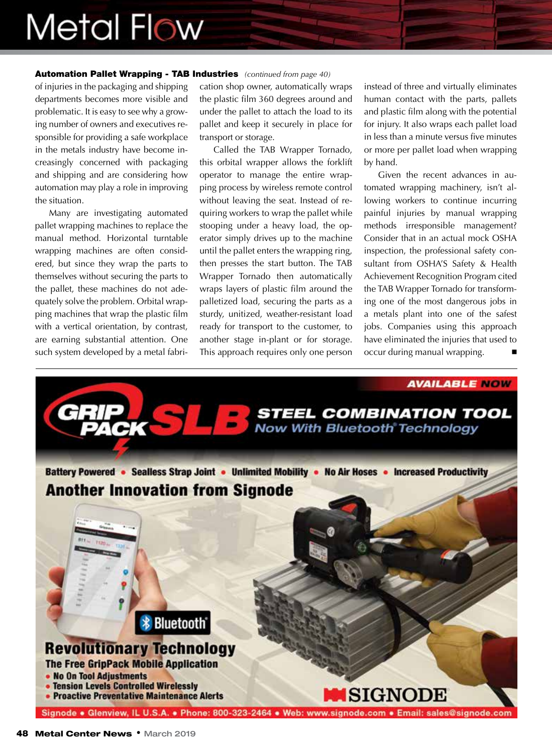**Automation Pallet Wrapping - TAB Industries** *(continued from page 40)*

of injuries in the packaging and shipping departments becomes more visible and problematic. It is easy to see why a growing number of owners and executives responsible for providing a safe workplace in the metals industry have become increasingly concerned with packaging and shipping and are considering how automation may play a role in improving the situation.

Many are investigating automated pallet wrapping machines to replace the manual method. Horizontal turntable wrapping machines are often considered, but since they wrap the parts to themselves without securing the parts to the pallet, these machines do not adequately solve the problem. Orbital wrapping machines that wrap the plastic film with a vertical orientation, by contrast, are earning substantial attention. One such system developed by a metal fabrication shop owner, automatically wraps the plastic film 360 degrees around and under the pallet to attach the load to its pallet and keep it securely in place for transport or storage.

Called the TAB Wrapper Tornado, this orbital wrapper allows the forklift operator to manage the entire wrapping process by wireless remote control without leaving the seat. Instead of requiring workers to wrap the pallet while stooping under a heavy load, the operator simply drives up to the machine until the pallet enters the wrapping ring, then presses the start button. The TAB Wrapper Tornado then automatically wraps layers of plastic film around the palletized load, securing the parts as a sturdy, unitized, weather-resistant load ready for transport to the customer, to another stage in-plant or for storage. This approach requires only one person instead of three and virtually eliminates human contact with the parts, pallets and plastic film along with the potential for injury. It also wraps each pallet load in less than a minute versus five minutes or more per pallet load when wrapping by hand.

Given the recent advances in automated wrapping machinery, isn't allowing workers to continue incurring painful injuries by manual wrapping methods irresponsible management? Consider that in an actual mock OSHA inspection, the professional safety consultant from OSHA'S Safety & Health Achievement Recognition Program cited the TAB Wrapper Tornado for transforming one of the most dangerous jobs in a metals plant into one of the safest jobs. Companies using this approach have eliminated the injuries that used to occur during manual wrapping. ■

---

AVAILABLE NOW

GRIP PACK SLB STEEL COMBINATION TOOL
Now With Bluetooth® Technology

Battery Powered • Sealless Strap Joint • Unlimited Mobility • No Air Hoses • Increased Productivity

Another Innovation from Signode

Bluetooth®

Revolutionary Technology
The Free GripPack Mobile Application
• No On Tool Adjustments
• Tension Levels Controlled Wirelessly
• Proactive Preventative Maintenance Alerts

SIGNODE

Signode • Glenview, IL U.S.A. • Phone: 800-323-2464 • Web: www.signode.com • Email: sales@signode.com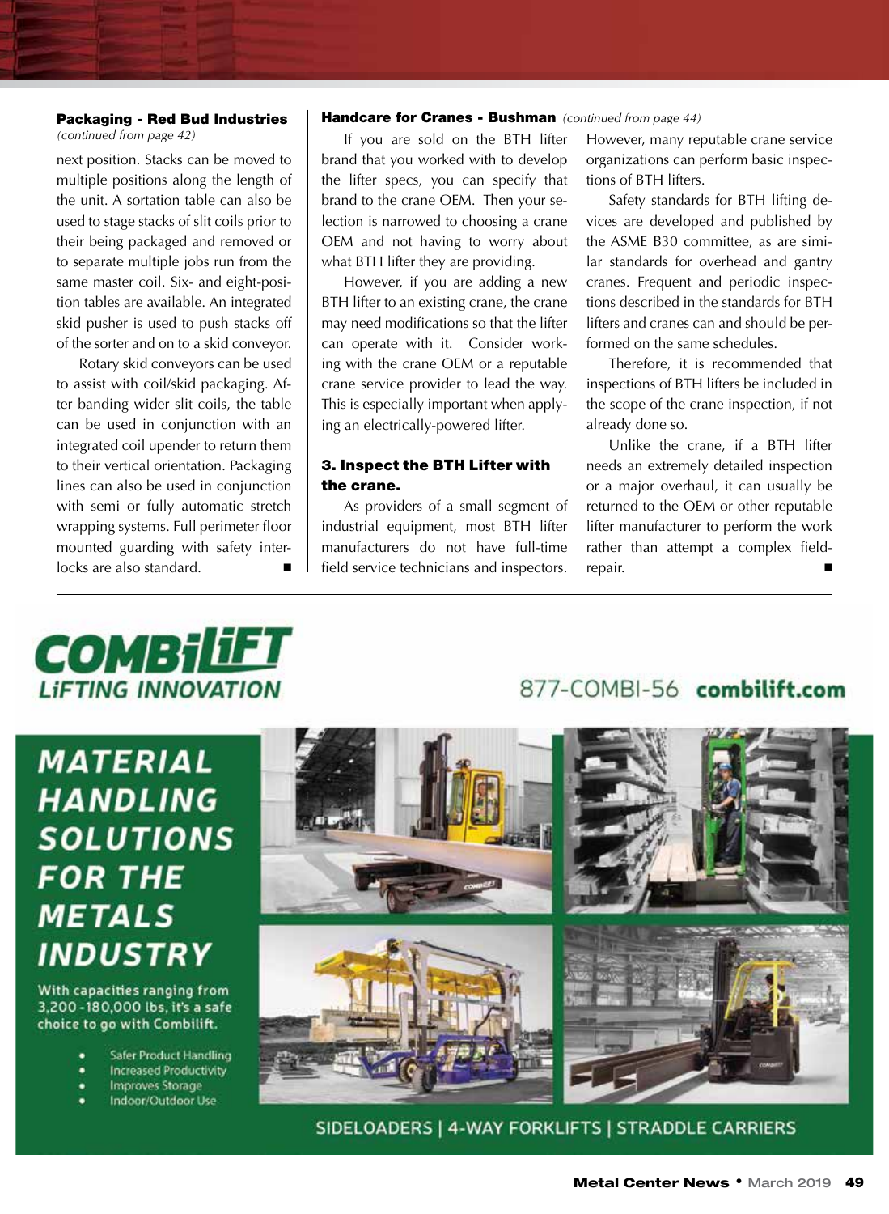### Packaging - Red Bud Industries

*(continued from page 42)*

next position. Stacks can be moved to multiple positions along the length of the unit. A sortation table can also be used to stage stacks of slit coils prior to their being packaged and removed or to separate multiple jobs run from the same master coil. Six- and eight-position tables are available. An integrated skid pusher is used to push stacks off of the sorter and on to a skid conveyor.

Rotary skid conveyors can be used to assist with coil/skid packaging. After banding wider slit coils, the table can be used in conjunction with an integrated coil upender to return them to their vertical orientation. Packaging lines can also be used in conjunction with semi or fully automatic stretch wrapping systems. Full perimeter floor mounted guarding with safety interlocks are also standard. ■

### Handcare for Cranes - Bushman

*(continued from page 44)*

If you are sold on the BTH lifter brand that you worked with to develop the lifter specs, you can specify that brand to the crane OEM. Then your selection is narrowed to choosing a crane OEM and not having to worry about what BTH lifter they are providing.

However, if you are adding a new BTH lifter to an existing crane, the crane may need modifications so that the lifter can operate with it. Consider working with the crane OEM or a reputable crane service provider to lead the way. This is especially important when applying an electrically-powered lifter.

#### 3. Inspect the BTH Lifter with the crane.

As providers of a small segment of industrial equipment, most BTH lifter manufacturers do not have full-time field service technicians and inspectors. However, many reputable crane service organizations can perform basic inspections of BTH lifters.

Safety standards for BTH lifting devices are developed and published by the ASME B30 committee, as are similar standards for overhead and gantry cranes. Frequent and periodic inspections described in the standards for BTH lifters and cranes can and should be performed on the same schedules.

Therefore, it is recommended that inspections of BTH lifters be included in the scope of the crane inspection, if not already done so.

Unlike the crane, if a BTH lifter needs an extremely detailed inspection or a major overhaul, it can usually be returned to the OEM or other reputable lifter manufacturer to perform the work rather than attempt a complex field-repair. ■

---

COMBILIFT
LIFTING INNOVATION

877-COMBI-56 **combilift.com**

MATERIAL HANDLING SOLUTIONS FOR THE METALS INDUSTRY

With capacities ranging from 3,200-180,000 lbs, it's a safe choice to go with Combilift.

- Safer Product Handling
- Increased Productivity
- Improves Storage
- Indoor/Outdoor Use

SIDELOADERS | 4-WAY FORKLIFTS | STRADDLE CARRIERS